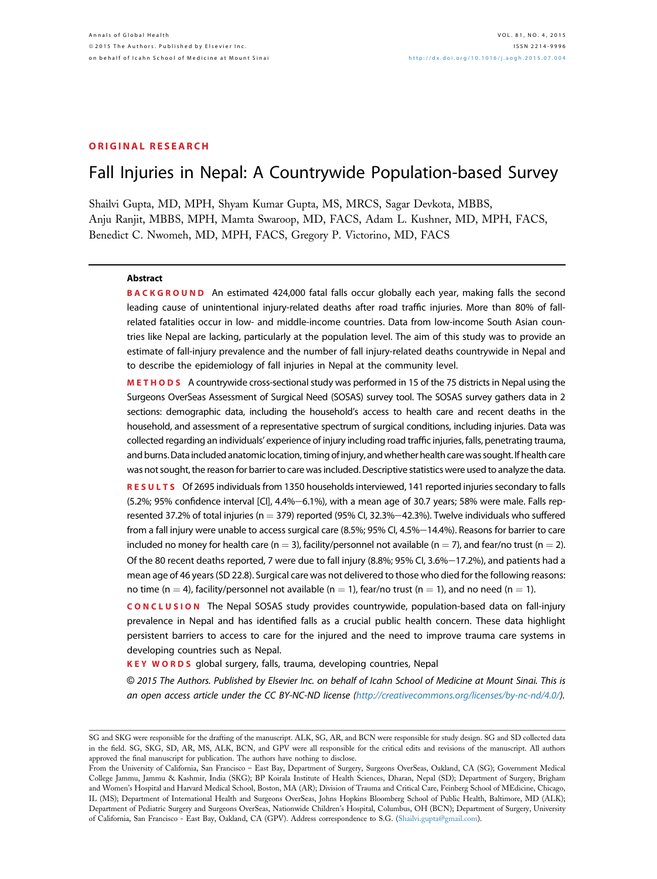ORIGINAL RESEARCH

# Fall Injuries in Nepal: A Countrywide Population-based Survey

Shailvi Gupta, MD, MPH, Shyam Kumar Gupta, MS, MRCS, Sagar Devkota, MBBS, Anju Ranjit, MBBS, MPH, Mamta Swaroop, MD, FACS, Adam L. Kushner, MD, MPH, FACS, Benedict C. Nwomeh, MD, MPH, FACS, Gregory P. Victorino, MD, FACS

## Abstract

**BACKGROUND** An estimated 424,000 fatal falls occur globally each year, making falls the second leading cause of unintentional injury-related deaths after road traffic injuries. More than 80% of fall-related fatalities occur in low- and middle-income countries. Data from low-income South Asian countries like Nepal are lacking, particularly at the population level. The aim of this study was to provide an estimate of fall-injury prevalence and the number of fall injury-related deaths countrywide in Nepal and to describe the epidemiology of fall injuries in Nepal at the community level.

**METHODS** A countrywide cross-sectional study was performed in 15 of the 75 districts in Nepal using the Surgeons OverSeas Assessment of Surgical Need (SOSAS) survey tool. The SOSAS survey gathers data in 2 sections: demographic data, including the household's access to health care and recent deaths in the household, and assessment of a representative spectrum of surgical conditions, including injuries. Data was collected regarding an individuals' experience of injury including road traffic injuries, falls, penetrating trauma, and burns. Data included anatomic location, timing of injury, and whether health care was sought. If health care was not sought, the reason for barrier to care was included. Descriptive statistics were used to analyze the data.

**RESULTS** Of 2695 individuals from 1350 households interviewed, 141 reported injuries secondary to falls (5.2%; 95% confidence interval [CI], 4.4%–6.1%), with a mean age of 30.7 years; 58% were male. Falls represented 37.2% of total injuries (n = 379) reported (95% CI, 32.3%–42.3%). Twelve individuals who suffered from a fall injury were unable to access surgical care (8.5%; 95% CI, 4.5%–14.4%). Reasons for barrier to care included no money for health care (n = 3), facility/personnel not available (n = 7), and fear/no trust (n = 2). Of the 80 recent deaths reported, 7 were due to fall injury (8.8%; 95% CI, 3.6%–17.2%), and patients had a mean age of 46 years (SD 22.8). Surgical care was not delivered to those who died for the following reasons: no time (n = 4), facility/personnel not available (n = 1), fear/no trust (n = 1), and no need (n = 1).

**CONCLUSION** The Nepal SOSAS study provides countrywide, population-based data on fall-injury prevalence in Nepal and has identified falls as a crucial public health concern. These data highlight persistent barriers to access to care for the injured and the need to improve trauma care systems in developing countries such as Nepal.

**KEY WORDS** global surgery, falls, trauma, developing countries, Nepal

*© 2015 The Authors. Published by Elsevier Inc. on behalf of Icahn School of Medicine at Mount Sinai. This is an open access article under the CC BY-NC-ND license (http://creativecommons.org/licenses/by-nc-nd/4.0/).*

---

SG and SKG were responsible for the drafting of the manuscript. ALK, SG, AR, and BCN were responsible for study design. SG and SD collected data in the field. SG, SKG, SD, AR, MS, ALK, BCN, and GPV were all responsible for the critical edits and revisions of the manuscript. All authors approved the final manuscript for publication. The authors have nothing to disclose.

From the University of California, San Francisco – East Bay, Department of Surgery, Surgeons OverSeas, Oakland, CA (SG); Government Medical College Jammu, Jammu & Kashmir, India (SKG); BP Koirala Institute of Health Sciences, Dharan, Nepal (SD); Department of Surgery, Brigham and Women's Hospital and Harvard Medical School, Boston, MA (AR); Division of Trauma and Critical Care, Feinberg School of MEdicine, Chicago, IL (MS); Department of International Health and Surgeons OverSeas, Johns Hopkins Bloomberg School of Public Health, Baltimore, MD (ALK); Department of Pediatric Surgery and Surgeons OverSeas, Nationwide Children's Hospital, Columbus, OH (BCN); Department of Surgery, University of California, San Francisco - East Bay, Oakland, CA (GPV). Address correspondence to S.G. (Shailvi.gupta@gmail.com).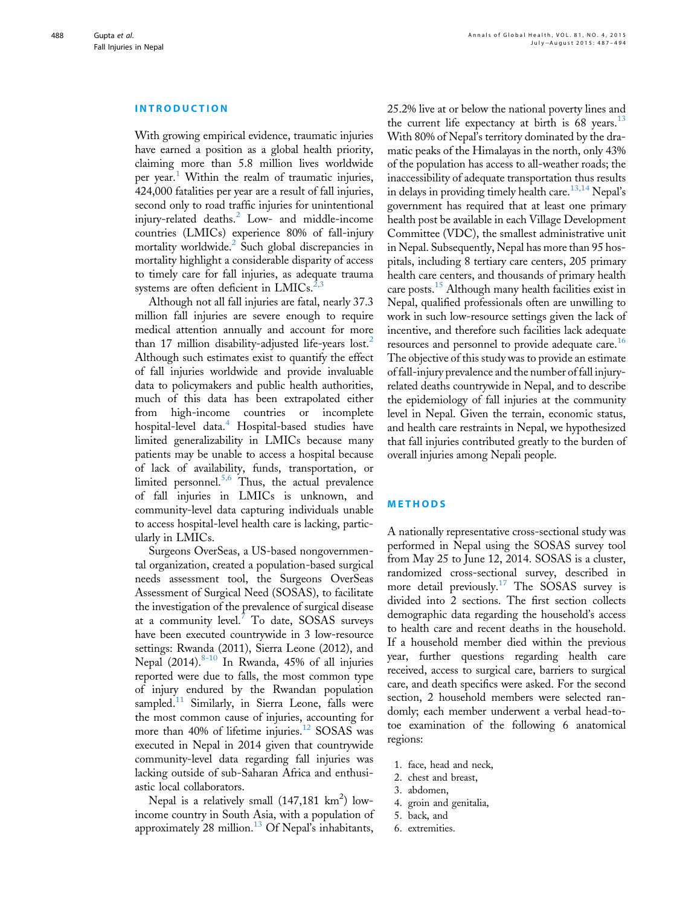## INTRODUCTION

With growing empirical evidence, traumatic injuries have earned a position as a global health priority, claiming more than 5.8 million lives worldwide per year.[1] Within the realm of traumatic injuries, 424,000 fatalities per year are a result of fall injuries, second only to road traffic injuries for unintentional injury-related deaths.[2] Low- and middle-income countries (LMICs) experience 80% of fall-injury mortality worldwide.[2] Such global discrepancies in mortality highlight a considerable disparity of access to timely care for fall injuries, as adequate trauma systems are often deficient in LMICs.[2,3]

Although not all fall injuries are fatal, nearly 37.3 million fall injuries are severe enough to require medical attention annually and account for more than 17 million disability-adjusted life-years lost.[2] Although such estimates exist to quantify the effect of fall injuries worldwide and provide invaluable data to policymakers and public health authorities, much of this data has been extrapolated either from high-income countries or incomplete hospital-level data.[4] Hospital-based studies have limited generalizability in LMICs because many patients may be unable to access a hospital because of lack of availability, funds, transportation, or limited personnel.[5,6] Thus, the actual prevalence of fall injuries in LMICs is unknown, and community-level data capturing individuals unable to access hospital-level health care is lacking, particularly in LMICs.

Surgeons OverSeas, a US-based nongovernmental organization, created a population-based surgical needs assessment tool, the Surgeons OverSeas Assessment of Surgical Need (SOSAS), to facilitate the investigation of the prevalence of surgical disease at a community level.[7] To date, SOSAS surveys have been executed countrywide in 3 low-resource settings: Rwanda (2011), Sierra Leone (2012), and Nepal (2014).[8-10] In Rwanda, 45% of all injuries reported were due to falls, the most common type of injury endured by the Rwandan population sampled.[11] Similarly, in Sierra Leone, falls were the most common cause of injuries, accounting for more than 40% of lifetime injuries.[12] SOSAS was executed in Nepal in 2014 given that countrywide community-level data regarding fall injuries was lacking outside of sub-Saharan Africa and enthusiastic local collaborators.

Nepal is a relatively small (147,181 km$^2$) low-income country in South Asia, with a population of approximately 28 million.[13] Of Nepal's inhabitants, 25.2% live at or below the national poverty lines and the current life expectancy at birth is 68 years.[13] With 80% of Nepal's territory dominated by the dramatic peaks of the Himalayas in the north, only 43% of the population has access to all-weather roads; the inaccessibility of adequate transportation thus results in delays in providing timely health care.[13,14] Nepal's government has required that at least one primary health post be available in each Village Development Committee (VDC), the smallest administrative unit in Nepal. Subsequently, Nepal has more than 95 hospitals, including 8 tertiary care centers, 205 primary health care centers, and thousands of primary health care posts.[15] Although many health facilities exist in Nepal, qualified professionals often are unwilling to work in such low-resource settings given the lack of incentive, and therefore such facilities lack adequate resources and personnel to provide adequate care.[16] The objective of this study was to provide an estimate of fall-injury prevalence and the number of fall injury-related deaths countrywide in Nepal, and to describe the epidemiology of fall injuries at the community level in Nepal. Given the terrain, economic status, and health care restraints in Nepal, we hypothesized that fall injuries contributed greatly to the burden of overall injuries among Nepali people.

## METHODS

A nationally representative cross-sectional study was performed in Nepal using the SOSAS survey tool from May 25 to June 12, 2014. SOSAS is a cluster, randomized cross-sectional survey, described in more detail previously.[17] The SOSAS survey is divided into 2 sections. The first section collects demographic data regarding the household's access to health care and recent deaths in the household. If a household member died within the previous year, further questions regarding health care received, access to surgical care, barriers to surgical care, and death specifics were asked. For the second section, 2 household members were selected randomly; each member underwent a verbal head-to-toe examination of the following 6 anatomical regions:

1. face, head and neck,
2. chest and breast,
3. abdomen,
4. groin and genitalia,
5. back, and
6. extremities.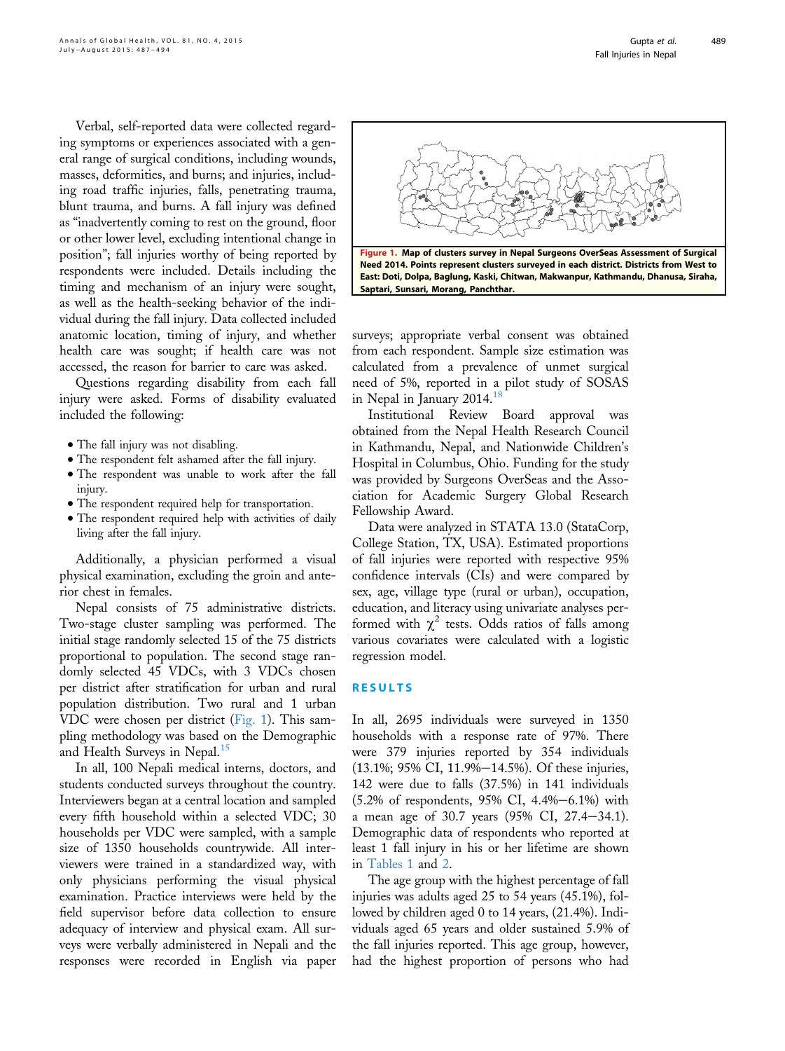Verbal, self-reported data were collected regarding symptoms or experiences associated with a general range of surgical conditions, including wounds, masses, deformities, and burns; and injuries, including road traffic injuries, falls, penetrating trauma, blunt trauma, and burns. A fall injury was defined as "inadvertently coming to rest on the ground, floor or other lower level, excluding intentional change in position"; fall injuries worthy of being reported by respondents were included. Details including the timing and mechanism of an injury were sought, as well as the health-seeking behavior of the individual during the fall injury. Data collected included anatomic location, timing of injury, and whether health care was sought; if health care was not accessed, the reason for barrier to care was asked.

Questions regarding disability from each fall injury were asked. Forms of disability evaluated included the following:

- The fall injury was not disabling.
- The respondent felt ashamed after the fall injury.
- The respondent was unable to work after the fall injury.
- The respondent required help for transportation.
- The respondent required help with activities of daily living after the fall injury.

Additionally, a physician performed a visual physical examination, excluding the groin and anterior chest in females.

Nepal consists of 75 administrative districts. Two-stage cluster sampling was performed. The initial stage randomly selected 15 of the 75 districts proportional to population. The second stage randomly selected 45 VDCs, with 3 VDCs chosen per district after stratification for urban and rural population distribution. Two rural and 1 urban VDC were chosen per district (Fig. 1). This sampling methodology was based on the Demographic and Health Surveys in Nepal.[15]

In all, 100 Nepali medical interns, doctors, and students conducted surveys throughout the country. Interviewers began at a central location and sampled every fifth household within a selected VDC; 30 households per VDC were sampled, with a sample size of 1350 households countrywide. All interviewers were trained in a standardized way, with only physicians performing the visual physical examination. Practice interviews were held by the field supervisor before data collection to ensure adequacy of interview and physical exam. All surveys were verbally administered in Nepali and the responses were recorded in English via paper surveys; appropriate verbal consent was obtained from each respondent. Sample size estimation was calculated from a prevalence of unmet surgical need of 5%, reported in a pilot study of SOSAS in Nepal in January 2014.[18]

**Figure 1. Map of clusters survey in Nepal Surgeons OverSeas Assessment of Surgical Need 2014. Points represent clusters surveyed in each district. Districts from West to East: Doti, Dolpa, Baglung, Kaski, Chitwan, Makwanpur, Kathmandu, Dhanusa, Siraha, Saptari, Sunsari, Morang, Panchthar.**

Institutional Review Board approval was obtained from the Nepal Health Research Council in Kathmandu, Nepal, and Nationwide Children's Hospital in Columbus, Ohio. Funding for the study was provided by Surgeons OverSeas and the Association for Academic Surgery Global Research Fellowship Award.

Data were analyzed in STATA 13.0 (StataCorp, College Station, TX, USA). Estimated proportions of fall injuries were reported with respective 95% confidence intervals (CIs) and were compared by sex, age, village type (rural or urban), occupation, education, and literacy using univariate analyses performed with $\chi^2$ tests. Odds ratios of falls among various covariates were calculated with a logistic regression model.

## RESULTS

In all, 2695 individuals were surveyed in 1350 households with a response rate of 97%. There were 379 injuries reported by 354 individuals (13.1%; 95% CI, 11.9%–14.5%). Of these injuries, 142 were due to falls (37.5%) in 141 individuals (5.2% of respondents, 95% CI, 4.4%–6.1%) with a mean age of 30.7 years (95% CI, 27.4–34.1). Demographic data of respondents who reported at least 1 fall injury in his or her lifetime are shown in Tables 1 and 2.

The age group with the highest percentage of fall injuries was adults aged 25 to 54 years (45.1%), followed by children aged 0 to 14 years, (21.4%). Individuals aged 65 years and older sustained 5.9% of the fall injuries reported. This age group, however, had the highest proportion of persons who had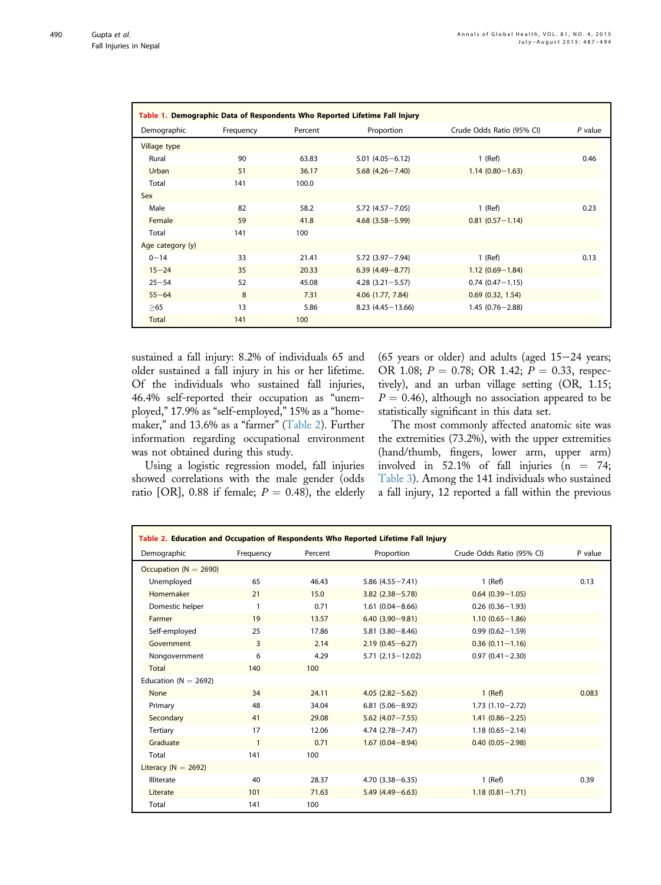**Table 1. Demographic Data of Respondents Who Reported Lifetime Fall Injury**

| Demographic | Frequency | Percent | Proportion | Crude Odds Ratio (95% CI) | P value |
|---|---|---|---|---|---|
| Village type | | | | | |
| Rural | 90 | 63.83 | 5.01 (4.05–6.12) | 1 (Ref) | 0.46 |
| Urban | 51 | 36.17 | 5.68 (4.26–7.40) | 1.14 (0.80–1.63) | |
| Total | 141 | 100.0 | | | |
| Sex | | | | | |
| Male | 82 | 58.2 | 5.72 (4.57–7.05) | 1 (Ref) | 0.23 |
| Female | 59 | 41.8 | 4.68 (3.58–5.99) | 0.81 (0.57–1.14) | |
| Total | 141 | 100 | | | |
| Age category (y) | | | | | |
| 0–14 | 33 | 21.41 | 5.72 (3.97–7.94) | 1 (Ref) | 0.13 |
| 15–24 | 35 | 20.33 | 6.39 (4.49–8.77) | 1.12 (0.69–1.84) | |
| 25–54 | 52 | 45.08 | 4.28 (3.21–5.57) | 0.74 (0.47–1.15) | |
| 55–64 | 8 | 7.31 | 4.06 (1.77, 7.84) | 0.69 (0.32, 1.54) | |
| ≥65 | 13 | 5.86 | 8.23 (4.45–13.66) | 1.45 (0.76–2.88) | |
| Total | 141 | 100 | | | |

sustained a fall injury: 8.2% of individuals 65 and older sustained a fall injury in his or her lifetime. Of the individuals who sustained fall injuries, 46.4% self-reported their occupation as "unemployed," 17.9% as "self-employed," 15% as a "homemaker," and 13.6% as a "farmer" (Table 2). Further information regarding occupational environment was not obtained during this study.

Using a logistic regression model, fall injuries showed correlations with the male gender (odds ratio [OR], 0.88 if female; $P = 0.48$), the elderly (65 years or older) and adults (aged 15–24 years; OR 1.08; $P = 0.78$; OR 1.42; $P = 0.33$, respectively), and an urban village setting (OR, 1.15; $P = 0.46$), although no association appeared to be statistically significant in this data set.

The most commonly affected anatomic site was the extremities (73.2%), with the upper extremities (hand/thumb, fingers, lower arm, upper arm) involved in 52.1% of fall injuries ($n = 74$; Table 3). Among the 141 individuals who sustained a fall injury, 12 reported a fall within the previous

**Table 2. Education and Occupation of Respondents Who Reported Lifetime Fall Injury**

| Demographic | Frequency | Percent | Proportion | Crude Odds Ratio (95% CI) | P value |
|---|---|---|---|---|---|
| Occupation (N = 2690) | | | | | |
| Unemployed | 65 | 46.43 | 5.86 (4.55–7.41) | 1 (Ref) | 0.13 |
| Homemaker | 21 | 15.0 | 3.82 (2.38–5.78) | 0.64 (0.39–1.05) | |
| Domestic helper | 1 | 0.71 | 1.61 (0.04–8.66) | 0.26 (0.36–1.93) | |
| Farmer | 19 | 13.57 | 6.40 (3.90–9.81) | 1.10 (0.65–1.86) | |
| Self-employed | 25 | 17.86 | 5.81 (3.80–8.46) | 0.99 (0.62–1.59) | |
| Government | 3 | 2.14 | 2.19 (0.45–6.27) | 0.36 (0.11–1.16) | |
| Nongovernment | 6 | 4.29 | 5.71 (2.13–12.02) | 0.97 (0.41–2.30) | |
| Total | 140 | 100 | | | |
| Education (N = 2692) | | | | | |
| None | 34 | 24.11 | 4.05 (2.82–5.62) | 1 (Ref) | 0.083 |
| Primary | 48 | 34.04 | 6.81 (5.06–8.92) | 1.73 (1.10–2.72) | |
| Secondary | 41 | 29.08 | 5.62 (4.07–7.55) | 1.41 (0.86–2.25) | |
| Tertiary | 17 | 12.06 | 4.74 (2.78–7.47) | 1.18 (0.65–2.14) | |
| Graduate | 1 | 0.71 | 1.67 (0.04–8.94) | 0.40 (0.05–2.98) | |
| Total | 141 | 100 | | | |
| Literacy (N = 2692) | | | | | |
| Illiterate | 40 | 28.37 | 4.70 (3.38–6.35) | 1 (Ref) | 0.39 |
| Literate | 101 | 71.63 | 5.49 (4.49–6.63) | 1.18 (0.81–1.71) | |
| Total | 141 | 100 | | | |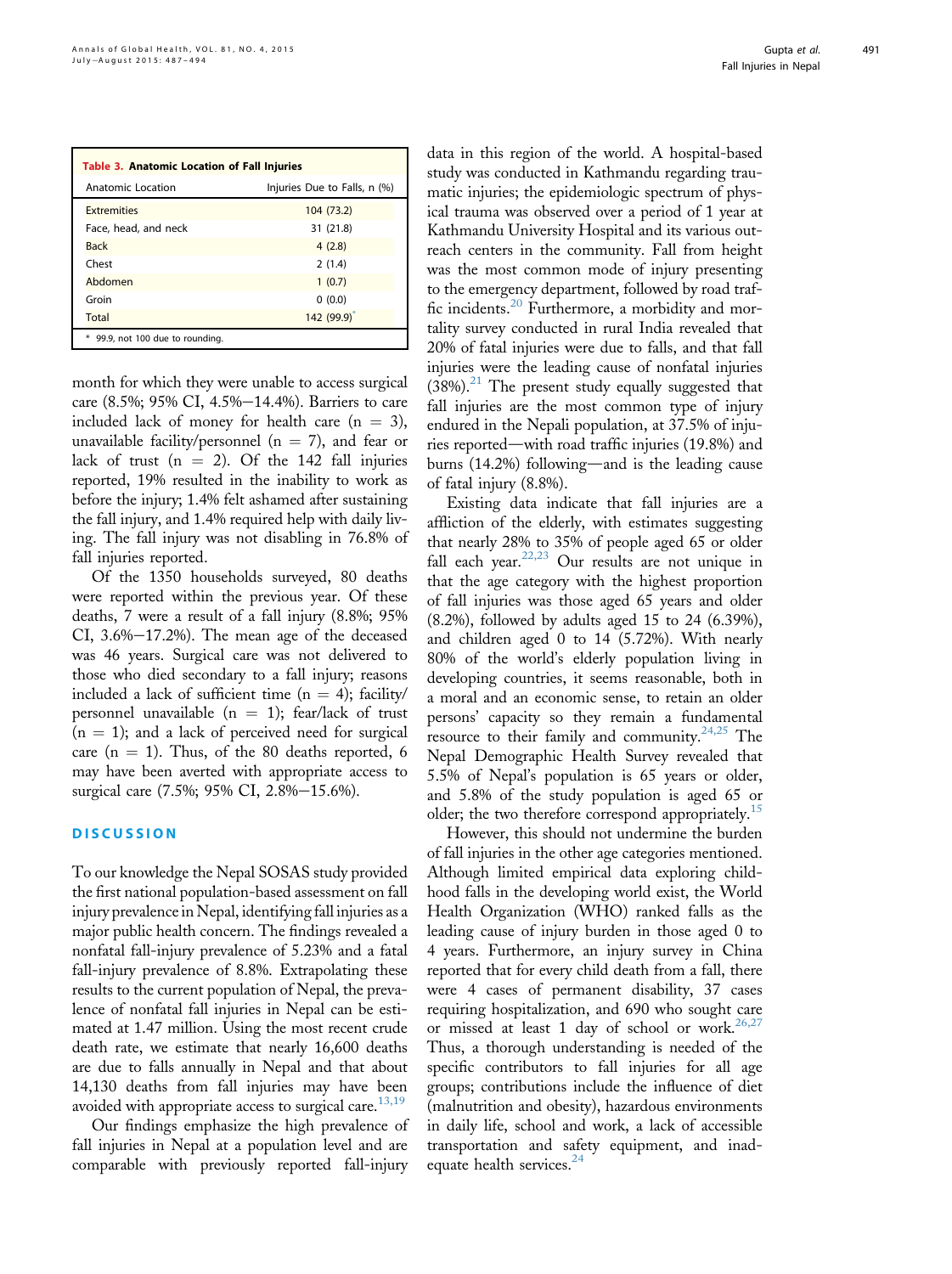**Table 3. Anatomic Location of Fall Injuries**

| Anatomic Location | Injuries Due to Falls, n (%) |
|---|---|
| Extremities | 104 (73.2) |
| Face, head, and neck | 31 (21.8) |
| Back | 4 (2.8) |
| Chest | 2 (1.4) |
| Abdomen | 1 (0.7) |
| Groin | 0 (0.0) |
| Total | 142 (99.9)* |

* 99.9, not 100 due to rounding.

month for which they were unable to access surgical care (8.5%; 95% CI, 4.5%–14.4%). Barriers to care included lack of money for health care (n = 3), unavailable facility/personnel (n = 7), and fear or lack of trust (n = 2). Of the 142 fall injuries reported, 19% resulted in the inability to work as before the injury; 1.4% felt ashamed after sustaining the fall injury, and 1.4% required help with daily living. The fall injury was not disabling in 76.8% of fall injuries reported.

Of the 1350 households surveyed, 80 deaths were reported within the previous year. Of these deaths, 7 were a result of a fall injury (8.8%; 95% CI, 3.6%–17.2%). The mean age of the deceased was 46 years. Surgical care was not delivered to those who died secondary to a fall injury; reasons included a lack of sufficient time (n = 4); facility/personnel unavailable (n = 1); fear/lack of trust (n = 1); and a lack of perceived need for surgical care (n = 1). Thus, of the 80 deaths reported, 6 may have been averted with appropriate access to surgical care (7.5%; 95% CI, 2.8%–15.6%).

## DISCUSSION

To our knowledge the Nepal SOSAS study provided the first national population-based assessment on fall injury prevalence in Nepal, identifying fall injuries as a major public health concern. The findings revealed a nonfatal fall-injury prevalence of 5.23% and a fatal fall-injury prevalence of 8.8%. Extrapolating these results to the current population of Nepal, the prevalence of nonfatal fall injuries in Nepal can be estimated at 1.47 million. Using the most recent crude death rate, we estimate that nearly 16,600 deaths are due to falls annually in Nepal and that about 14,130 deaths from fall injuries may have been avoided with appropriate access to surgical care.[13,19]

Our findings emphasize the high prevalence of fall injuries in Nepal at a population level and are comparable with previously reported fall-injury data in this region of the world. A hospital-based study was conducted in Kathmandu regarding traumatic injuries; the epidemiologic spectrum of physical trauma was observed over a period of 1 year at Kathmandu University Hospital and its various outreach centers in the community. Fall from height was the most common mode of injury presenting to the emergency department, followed by road traffic incidents.[20] Furthermore, a morbidity and mortality survey conducted in rural India revealed that 20% of fatal injuries were due to falls, and that fall injuries were the leading cause of nonfatal injuries (38%).[21] The present study equally suggested that fall injuries are the most common type of injury endured in the Nepali population, at 37.5% of injuries reported—with road traffic injuries (19.8%) and burns (14.2%) following—and is the leading cause of fatal injury (8.8%).

Existing data indicate that fall injuries are a affliction of the elderly, with estimates suggesting that nearly 28% to 35% of people aged 65 or older fall each year.[22,23] Our results are not unique in that the age category with the highest proportion of fall injuries was those aged 65 years and older (8.2%), followed by adults aged 15 to 24 (6.39%), and children aged 0 to 14 (5.72%). With nearly 80% of the world's elderly population living in developing countries, it seems reasonable, both in a moral and an economic sense, to retain an older persons' capacity so they remain a fundamental resource to their family and community.[24,25] The Nepal Demographic Health Survey revealed that 5.5% of Nepal's population is 65 years or older, and 5.8% of the study population is aged 65 or older; the two therefore correspond appropriately.[15]

However, this should not undermine the burden of fall injuries in the other age categories mentioned. Although limited empirical data exploring childhood falls in the developing world exist, the World Health Organization (WHO) ranked falls as the leading cause of injury burden in those aged 0 to 4 years. Furthermore, an injury survey in China reported that for every child death from a fall, there were 4 cases of permanent disability, 37 cases requiring hospitalization, and 690 who sought care or missed at least 1 day of school or work.[26,27] Thus, a thorough understanding is needed of the specific contributors to fall injuries for all age groups; contributions include the influence of diet (malnutrition and obesity), hazardous environments in daily life, school and work, a lack of accessible transportation and safety equipment, and inadequate health services.[24]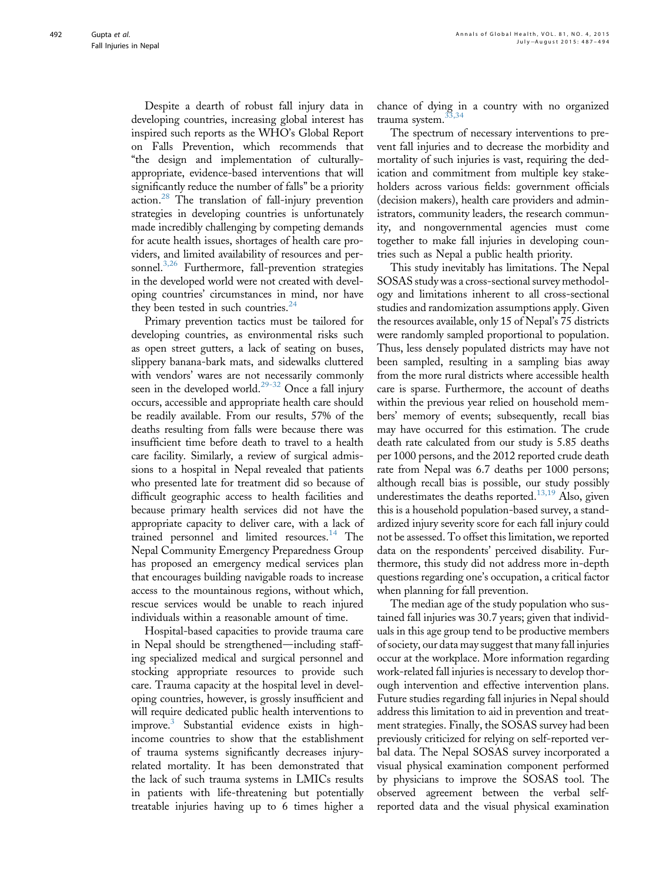Despite a dearth of robust fall injury data in developing countries, increasing global interest has inspired such reports as the WHO's Global Report on Falls Prevention, which recommends that "the design and implementation of culturally-appropriate, evidence-based interventions that will significantly reduce the number of falls" be a priority action.[28] The translation of fall-injury prevention strategies in developing countries is unfortunately made incredibly challenging by competing demands for acute health issues, shortages of health care providers, and limited availability of resources and personnel.[3,26] Furthermore, fall-prevention strategies in the developed world were not created with developing countries' circumstances in mind, nor have they been tested in such countries.[24]

Primary prevention tactics must be tailored for developing countries, as environmental risks such as open street gutters, a lack of seating on buses, slippery banana-bark mats, and sidewalks cluttered with vendors' wares are not necessarily commonly seen in the developed world.[29-32] Once a fall injury occurs, accessible and appropriate health care should be readily available. From our results, 57% of the deaths resulting from falls were because there was insufficient time before death to travel to a health care facility. Similarly, a review of surgical admissions to a hospital in Nepal revealed that patients who presented late for treatment did so because of difficult geographic access to health facilities and because primary health services did not have the appropriate capacity to deliver care, with a lack of trained personnel and limited resources.[14] The Nepal Community Emergency Preparedness Group has proposed an emergency medical services plan that encourages building navigable roads to increase access to the mountainous regions, without which, rescue services would be unable to reach injured individuals within a reasonable amount of time.

Hospital-based capacities to provide trauma care in Nepal should be strengthened—including staffing specialized medical and surgical personnel and stocking appropriate resources to provide such care. Trauma capacity at the hospital level in developing countries, however, is grossly insufficient and will require dedicated public health interventions to improve.[3] Substantial evidence exists in high-income countries to show that the establishment of trauma systems significantly decreases injury-related mortality. It has been demonstrated that the lack of such trauma systems in LMICs results in patients with life-threatening but potentially treatable injuries having up to 6 times higher a chance of dying in a country with no organized trauma system.[33,34]

The spectrum of necessary interventions to prevent fall injuries and to decrease the morbidity and mortality of such injuries is vast, requiring the dedication and commitment from multiple key stakeholders across various fields: government officials (decision makers), health care providers and administrators, community leaders, the research community, and nongovernmental agencies must come together to make fall injuries in developing countries such as Nepal a public health priority.

This study inevitably has limitations. The Nepal SOSAS study was a cross-sectional survey methodology and limitations inherent to all cross-sectional studies and randomization assumptions apply. Given the resources available, only 15 of Nepal's 75 districts were randomly sampled proportional to population. Thus, less densely populated districts may have not been sampled, resulting in a sampling bias away from the more rural districts where accessible health care is sparse. Furthermore, the account of deaths within the previous year relied on household members' memory of events; subsequently, recall bias may have occurred for this estimation. The crude death rate calculated from our study is 5.85 deaths per 1000 persons, and the 2012 reported crude death rate from Nepal was 6.7 deaths per 1000 persons; although recall bias is possible, our study possibly underestimates the deaths reported.[13,19] Also, given this is a household population-based survey, a standardized injury severity score for each fall injury could not be assessed. To offset this limitation, we reported data on the respondents' perceived disability. Furthermore, this study did not address more in-depth questions regarding one's occupation, a critical factor when planning for fall prevention.

The median age of the study population who sustained fall injuries was 30.7 years; given that individuals in this age group tend to be productive members of society, our data may suggest that many fall injuries occur at the workplace. More information regarding work-related fall injuries is necessary to develop thorough intervention and effective intervention plans. Future studies regarding fall injuries in Nepal should address this limitation to aid in prevention and treatment strategies. Finally, the SOSAS survey had been previously criticized for relying on self-reported verbal data. The Nepal SOSAS survey incorporated a visual physical examination component performed by physicians to improve the SOSAS tool. The observed agreement between the verbal self-reported data and the visual physical examination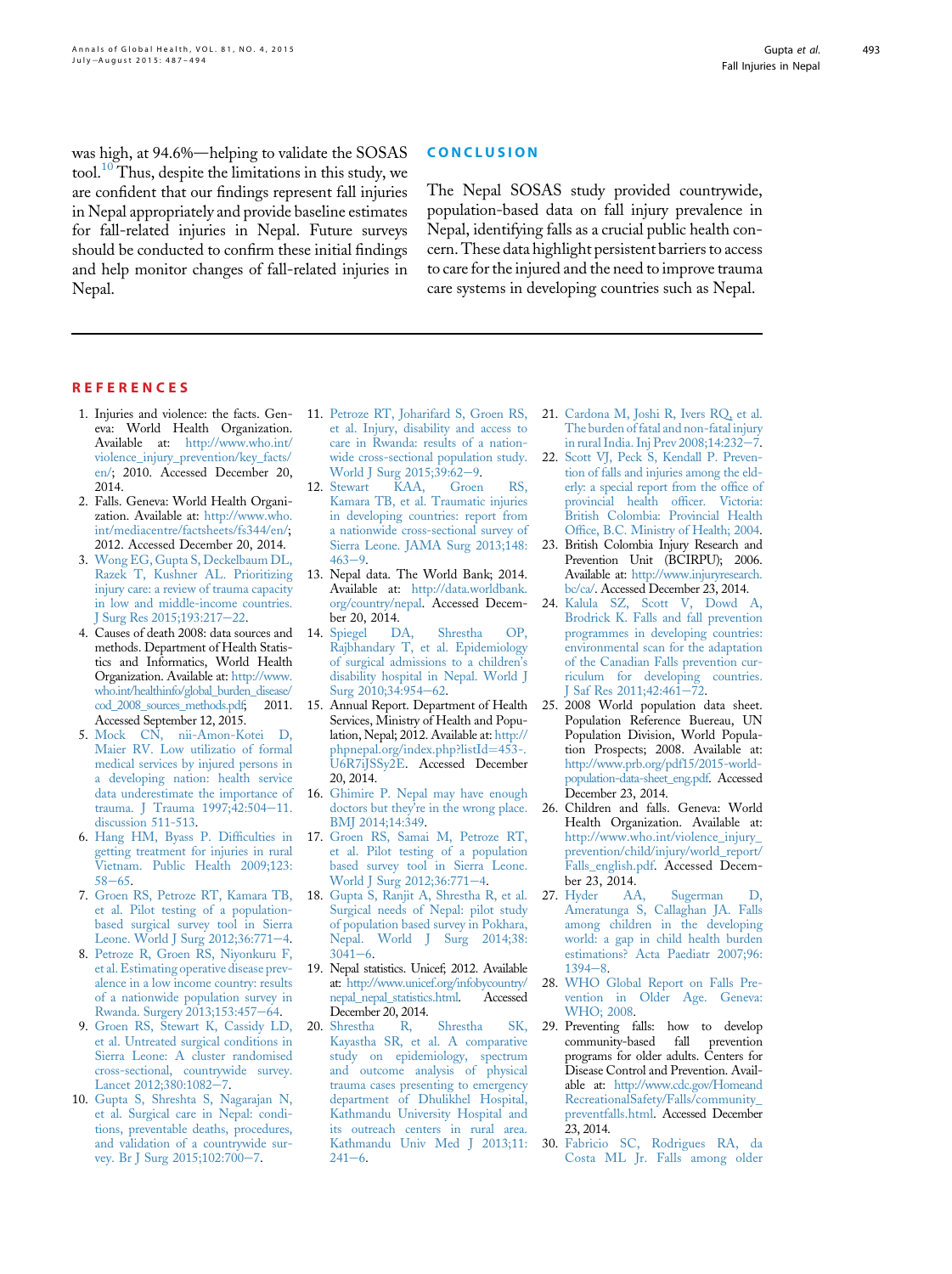was high, at 94.6%—helping to validate the SOSAS tool.[10] Thus, despite the limitations in this study, we are confident that our findings represent fall injuries in Nepal appropriately and provide baseline estimates for fall-related injuries in Nepal. Future surveys should be conducted to confirm these initial findings and help monitor changes of fall-related injuries in Nepal.

## CONCLUSION

The Nepal SOSAS study provided countrywide, population-based data on fall injury prevalence in Nepal, identifying falls as a crucial public health concern. These data highlight persistent barriers to access to care for the injured and the need to improve trauma care systems in developing countries such as Nepal.

## REFERENCES

1. Injuries and violence: the facts. Geneva: World Health Organization. Available at: http://www.who.int/violence_injury_prevention/key_facts/en/; 2010. Accessed December 20, 2014.
2. Falls. Geneva: World Health Organization. Available at: http://www.who.int/mediacentre/factsheets/fs344/en/; 2012. Accessed December 20, 2014.
3. Wong EG, Gupta S, Deckelbaum DL, Razek T, Kushner AL. Prioritizing injury care: a review of trauma capacity in low and middle-income countries. J Surg Res 2015;193:217–22.
4. Causes of death 2008: data sources and methods. Department of Health Statistics and Informatics, World Health Organization. Available at: http://www.who.int/healthinfo/global_burden_disease/cod_2008_sources_methods.pdf; 2011. Accessed September 12, 2015.
5. Mock CN, nii-Amon-Kotei D, Maier RV. Low utilizatio of formal medical services by injured persons in a developing nation: health service data underestimate the importance of trauma. J Trauma 1997;42:504–11. discussion 511-513.
6. Hang HM, Byass P. Difficulties in getting treatment for injuries in rural Vietnam. Public Health 2009;123: 58–65.
7. Groen RS, Petroze RT, Kamara TB, et al. Pilot testing of a population-based surgical survey tool in Sierra Leone. World J Surg 2012;36:771–4.
8. Petroze R, Groen RS, Niyonkuru F, et al. Estimating operative disease prevalence in a low income country: results of a nationwide population survey in Rwanda. Surgery 2013;153:457–64.
9. Groen RS, Stewart K, Cassidy LD, et al. Untreated surgical conditions in Sierra Leone: A cluster randomised cross-sectional, countrywide survey. Lancet 2012;380:1082–7.
10. Gupta S, Shreshta S, Nagarajan N, et al. Surgical care in Nepal: conditions, preventable deaths, procedures, and validation of a countrywide survey. Br J Surg 2015;102:700–7.
11. Petroze RT, Joharifard S, Groen RS, et al. Injury, disability and access to care in Rwanda: results of a nationwide cross-sectional population study. World J Surg 2015;39:62–9.
12. Stewart KAA, Groen RS, Kamara TB, et al. Traumatic injuries in developing countries: report from a nationwide cross-sectional survey of Sierra Leone. JAMA Surg 2013;148: 463–9.
13. Nepal data. The World Bank; 2014. Available at: http://data.worldbank.org/country/nepal. Accessed December 20, 2014.
14. Spiegel DA, Shrestha OP, Rajbhandary T, et al. Epidemiology of surgical admissions to a children's disability hospital in Nepal. World J Surg 2010;34:954–62.
15. Annual Report. Department of Health Services, Ministry of Health and Population, Nepal; 2012. Available at: http://phpnepal.org/index.php?listId=453-.U6R7iJSSy2E. Accessed December 20, 2014.
16. Ghimire P. Nepal may have enough doctors but they're in the wrong place. BMJ 2014;14:349.
17. Groen RS, Samai M, Petroze RT, et al. Pilot testing of a population based survey tool in Sierra Leone. World J Surg 2012;36:771–4.
18. Gupta S, Ranjit A, Shrestha R, et al. Surgical needs of Nepal: pilot study of population based survey in Pokhara, Nepal. World J Surg 2014;38: 3041–6.
19. Nepal statistics. Unicef; 2012. Available at: http://www.unicef.org/infobycountry/nepal_nepal_statistics.html. Accessed December 20, 2014.
20. Shrestha R, Shrestha SK, Kayastha SR, et al. A comparative study on epidemiology, spectrum and outcome analysis of physical trauma cases presenting to emergency department of Dhulikhel Hospital, Kathmandu University Hospital and its outreach centers in rural area. Kathmandu Univ Med J 2013;11: 241–6.
21. Cardona M, Joshi R, Ivers RQ, et al. The burden of fatal and non-fatal injury in rural India. Inj Prev 2008;14:232–7.
22. Scott VJ, Peck S, Kendall P. Prevention of falls and injuries among the elderly: a special report from the office of provincial health officer. Victoria: British Colombia: Provincial Health Office, B.C. Ministry of Health; 2004.
23. British Colombia Injury Research and Prevention Unit (BCIRPU); 2006. Available at: http://www.injuryresearch.bc/ca/. Accessed December 23, 2014.
24. Kalula SZ, Scott V, Dowd A, Brodrick K. Falls and fall prevention programmes in developing countries: environmental scan for the adaptation of the Canadian Falls prevention curriculum for developing countries. J Saf Res 2011;42:461–72.
25. 2008 World population data sheet. Population Reference Bureau, UN Population Division, World Population Prospects; 2008. Available at: http://www.prb.org/pdf15/2015-world-population-data-sheet_eng.pdf. Accessed December 23, 2014.
26. Children and falls. Geneva: World Health Organization. Available at: http://www.who.int/violence_injury_prevention/child/injury/world_report/Falls_english.pdf. Accessed December 23, 2014.
27. Hyder AA, Sugerman D, Ameratunga S, Callaghan JA. Falls among children in the developing world: a gap in child health burden estimations? Acta Paediatr 2007;96: 1394–8.
28. WHO Global Report on Falls Prevention in Older Age. Geneva: WHO; 2008.
29. Preventing falls: how to develop community-based fall prevention programs for older adults. Centers for Disease Control and Prevention. Available at: http://www.cdc.gov/HomeandRecreationalSafety/Falls/community_preventfalls.html. Accessed December 23, 2014.
30. Fabricio SC, Rodrigues RA, da Costa ML Jr. Falls among older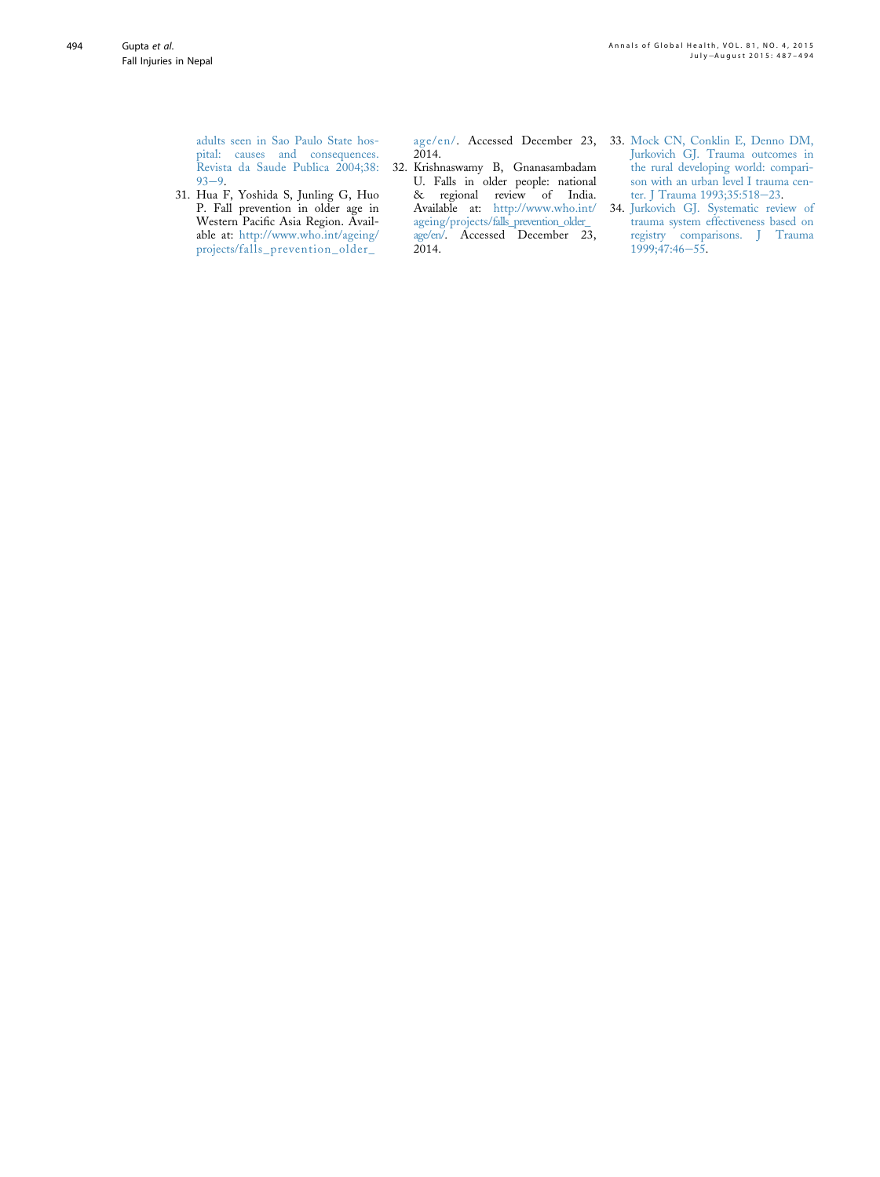adults seen in Sao Paulo State hospital: causes and consequences. Revista da Saude Publica 2004;38: 93–9.

31. Hua F, Yoshida S, Junling G, Huo P. Fall prevention in older age in Western Pacific Asia Region. Available at: http://www.who.int/ageing/projects/falls_prevention_older_age/en/. Accessed December 23, 2014.
32. Krishnaswamy B, Gnanasambadam U. Falls in older people: national & regional review of India. Available at: http://www.who.int/ageing/projects/falls_prevention_older_age/en/. Accessed December 23, 2014.
33. Mock CN, Conklin E, Denno DM, Jurkovich GJ. Trauma outcomes in the rural developing world: comparison with an urban level I trauma center. J Trauma 1993;35:518–23.
34. Jurkovich GJ. Systematic review of trauma system effectiveness based on registry comparisons. J Trauma 1999;47:46–55.